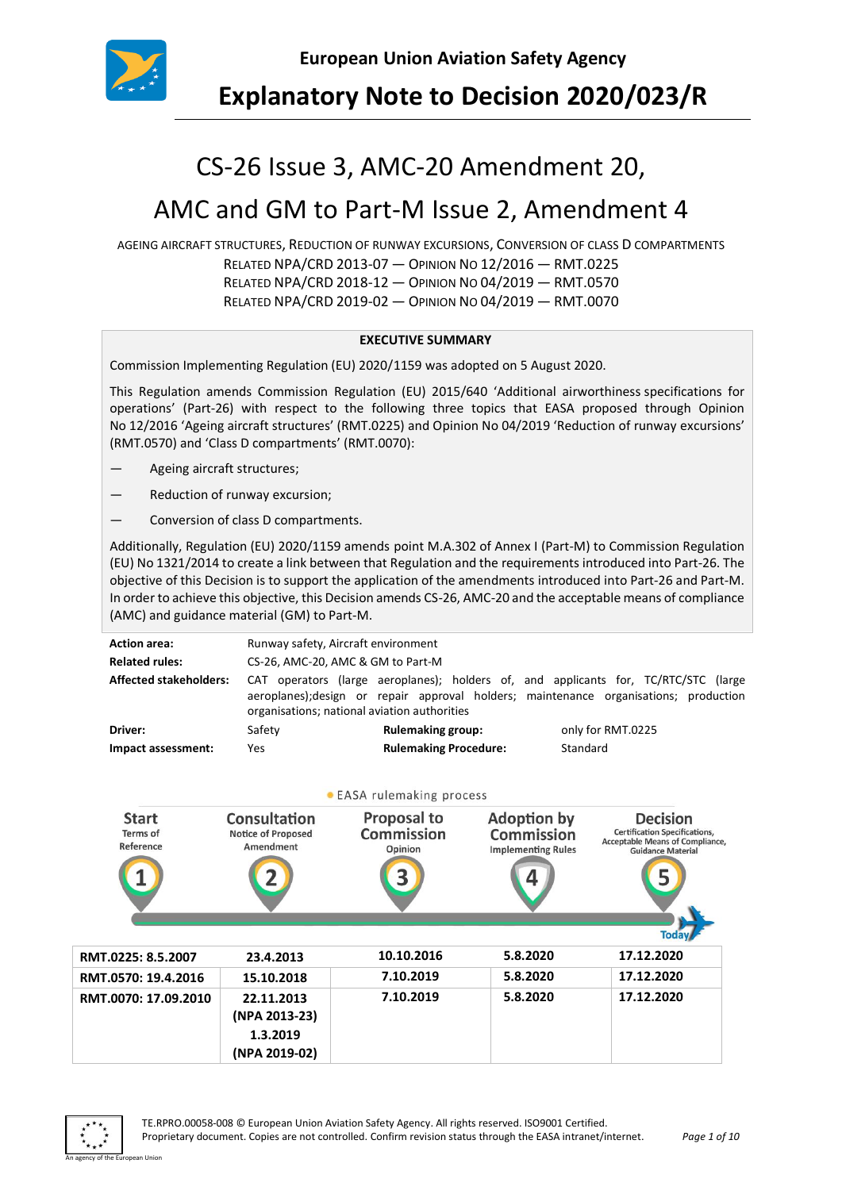European Union Aviation Safety Agency

# Explanatory Note to Decision 2020/023/R

## CS-26 Issue 3, AMC-20 Amendment 20, AMC and GM to Part-M Issue 2, Amendment 4

AGEING AIRCRAFT STRUCTURES, REDUCTION OF RUNWAY EXCURSIONS, CONVERSION OF CLASS D COMPARTMENTS

RELATED NPA/CRD 2013-07 — OPINION NO 12/2016 — RMT.0225

RELATED NPA/CRD 2018-12 — OPINION NO 04/2019 — RMT.0570

RELATED NPA/CRD 2019-02 — OPINION NO 04/2019 — RMT.0070

**EXECUTIVE SUMMARY**

Commission Implementing Regulation (EU) 2020/1159 was adopted on 5 August 2020.

This Regulation amends Commission Regulation (EU) 2015/640 'Additional airworthiness specifications for operations' (Part-26) with respect to the following three topics that EASA proposed through Opinion No 12/2016 'Ageing aircraft structures' (RMT.0225) and Opinion No 04/2019 'Reduction of runway excursions' (RMT.0570) and 'Class D compartments' (RMT.0070):

- Ageing aircraft structures;
- Reduction of runway excursion;
- Conversion of class D compartments.

Additionally, Regulation (EU) 2020/1159 amends point M.A.302 of Annex I (Part-M) to Commission Regulation (EU) No 1321/2014 to create a link between that Regulation and the requirements introduced into Part-26. The objective of this Decision is to support the application of the amendments introduced into Part-26 and Part-M. In order to achieve this objective, this Decision amends CS-26, AMC-20 and the acceptable means of compliance (AMC) and guidance material (GM) to Part-M.

| | | | |
|---|---|---|---|
| **Action area:** | Runway safety, Aircraft environment | | |
| **Related rules:** | CS-26, AMC-20, AMC & GM to Part-M | | |
| **Affected stakeholders:** | CAT operators (large aeroplanes); holders of, and applicants for, TC/RTC/STC (large aeroplanes);design or repair approval holders; maintenance organisations; production organisations; national aviation authorities | | |
| **Driver:** | Safety | **Rulemaking group:** | only for RMT.0225 |
| **Impact assessment:** | Yes | **Rulemaking Procedure:** | Standard |

EASA rulemaking process

| Start<br>Terms of Reference | Consultation<br>Notice of Proposed Amendment | Proposal to Commission<br>Opinion | Adoption by Commission<br>Implementing Rules | Decision<br>Certification Specifications, Acceptable Means of Compliance, Guidance Material |
|---|---|---|---|---|
| 1 | 2 | 3 | 4 | 5 |
| **RMT.0225: 8.5.2007** | **23.4.2013** | **10.10.2016** | **5.8.2020** | **17.12.2020** |
| **RMT.0570: 19.4.2016** | **15.10.2018** | **7.10.2019** | **5.8.2020** | **17.12.2020** |
| **RMT.0070: 17.09.2010** | **22.11.2013 (NPA 2013-23) 1.3.2019 (NPA 2019-02)** | **7.10.2019** | **5.8.2020** | **17.12.2020** |

Today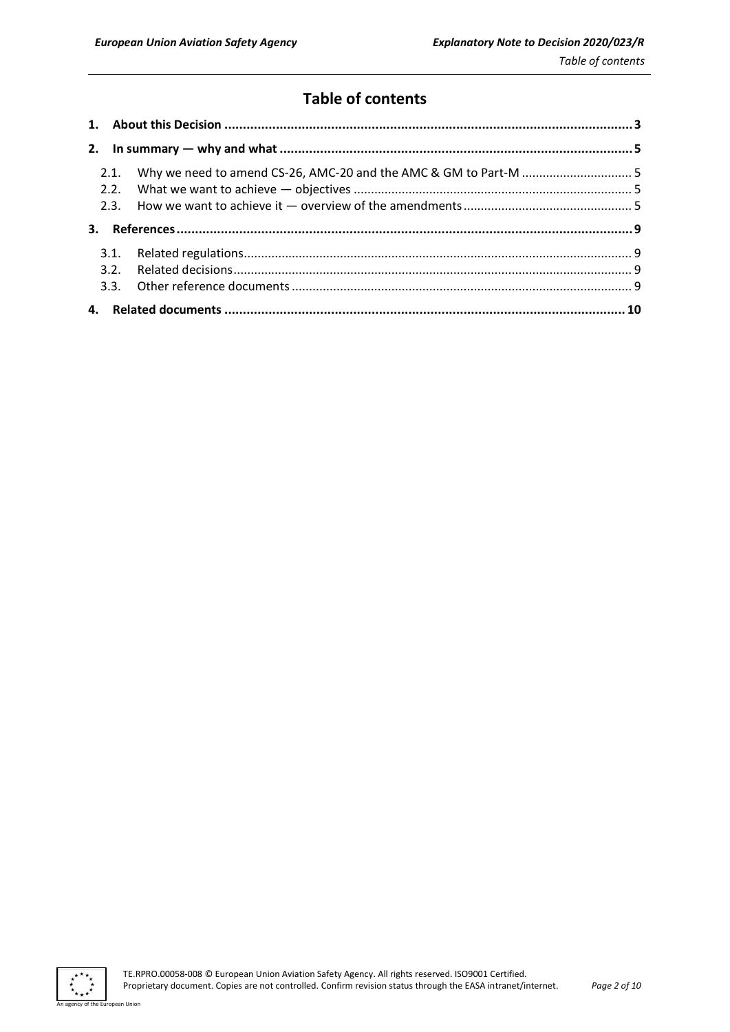## Table of contents

**1. About this Decision** .............................................................................................................. 3

**2. In summary — why and what** ................................................................................................ 5

- 2.1. Why we need to amend CS-26, AMC-20 and the AMC & GM to Part-M ............................... 5
- 2.2. What we want to achieve — objectives ................................................................................ 5
- 2.3. How we want to achieve it — overview of the amendments ................................................ 5

**3. References** ............................................................................................................................ 9

- 3.1. Related regulations ............................................................................................................... 9
- 3.2. Related decisions .................................................................................................................. 9
- 3.3. Other reference documents .................................................................................................. 9

**4. Related documents** ............................................................................................................. 10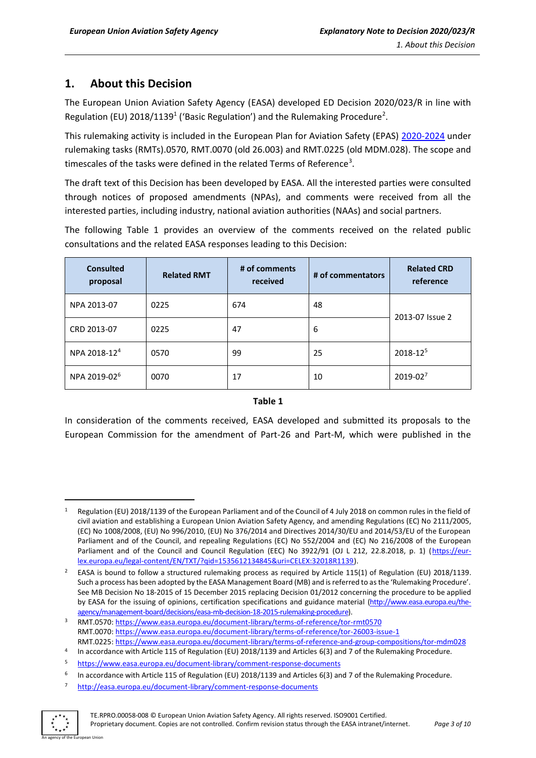## 1. About this Decision

The European Union Aviation Safety Agency (EASA) developed ED Decision 2020/023/R in line with Regulation (EU) 2018/1139[1] ('Basic Regulation') and the Rulemaking Procedure[2].

This rulemaking activity is included in the European Plan for Aviation Safety (EPAS) 2020-2024 under rulemaking tasks (RMTs).0570, RMT.0070 (old 26.003) and RMT.0225 (old MDM.028). The scope and timescales of the tasks were defined in the related Terms of Reference[3].

The draft text of this Decision has been developed by EASA. All the interested parties were consulted through notices of proposed amendments (NPAs), and comments were received from all the interested parties, including industry, national aviation authorities (NAAs) and social partners.

The following Table 1 provides an overview of the comments received on the related public consultations and the related EASA responses leading to this Decision:

| Consulted proposal | Related RMT | # of comments received | # of commentators | Related CRD reference |
|---|---|---|---|---|
| NPA 2013-07 | 0225 | 674 | 48 | 2013-07 Issue 2 |
| CRD 2013-07 | 0225 | 47 | 6 | |
| NPA 2018-12[4] | 0570 | 99 | 25 | 2018-12[5] |
| NPA 2019-02[6] | 0070 | 17 | 10 | 2019-02[7] |

**Table 1**

In consideration of the comments received, EASA developed and submitted its proposals to the European Commission for the amendment of Part-26 and Part-M, which were published in the

---

[1] Regulation (EU) 2018/1139 of the European Parliament and of the Council of 4 July 2018 on common rules in the field of civil aviation and establishing a European Union Aviation Safety Agency, and amending Regulations (EC) No 2111/2005, (EC) No 1008/2008, (EU) No 996/2010, (EU) No 376/2014 and Directives 2014/30/EU and 2014/53/EU of the European Parliament and of the Council, and repealing Regulations (EC) No 552/2004 and (EC) No 216/2008 of the European Parliament and of the Council and Council Regulation (EEC) No 3922/91 (OJ L 212, 22.8.2018, p. 1) (https://eur-lex.europa.eu/legal-content/EN/TXT/?qid=1535612134845&uri=CELEX:32018R1139).

[2] EASA is bound to follow a structured rulemaking process as required by Article 115(1) of Regulation (EU) 2018/1139. Such a process has been adopted by the EASA Management Board (MB) and is referred to as the 'Rulemaking Procedure'. See MB Decision No 18-2015 of 15 December 2015 replacing Decision 01/2012 concerning the procedure to be applied by EASA for the issuing of opinions, certification specifications and guidance material (http://www.easa.europa.eu/the-agency/management-board/decisions/easa-mb-decision-18-2015-rulemaking-procedure).

[3] RMT.0570: https://www.easa.europa.eu/document-library/terms-of-reference/tor-rmt0570
RMT.0070: https://www.easa.europa.eu/document-library/terms-of-reference/tor-26003-issue-1
RMT.0225: https://www.easa.europa.eu/document-library/terms-of-reference-and-group-compositions/tor-mdm028

[4] In accordance with Article 115 of Regulation (EU) 2018/1139 and Articles 6(3) and 7 of the Rulemaking Procedure.

[5] https://www.easa.europa.eu/document-library/comment-response-documents

[6] In accordance with Article 115 of Regulation (EU) 2018/1139 and Articles 6(3) and 7 of the Rulemaking Procedure.

[7] http://easa.europa.eu/document-library/comment-response-documents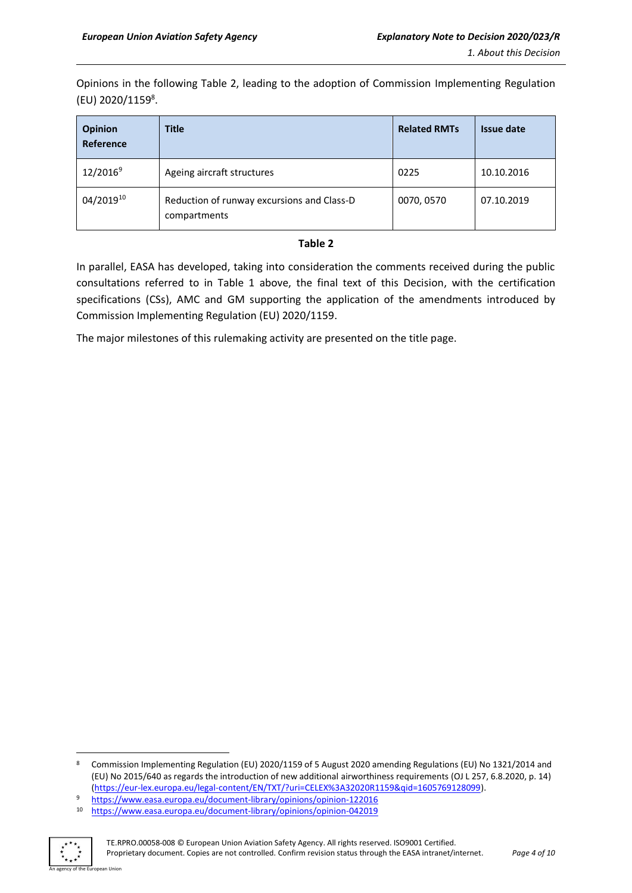Opinions in the following Table 2, leading to the adoption of Commission Implementing Regulation (EU) 2020/1159[8].

| Opinion Reference | Title | Related RMTs | Issue date |
|---|---|---|---|
| 12/2016[9] | Ageing aircraft structures | 0225 | 10.10.2016 |
| 04/2019[10] | Reduction of runway excursions and Class-D compartments | 0070, 0570 | 07.10.2019 |

**Table 2**

In parallel, EASA has developed, taking into consideration the comments received during the public consultations referred to in Table 1 above, the final text of this Decision, with the certification specifications (CSs), AMC and GM supporting the application of the amendments introduced by Commission Implementing Regulation (EU) 2020/1159.

The major milestones of this rulemaking activity are presented on the title page.

---

[8] Commission Implementing Regulation (EU) 2020/1159 of 5 August 2020 amending Regulations (EU) No 1321/2014 and (EU) No 2015/640 as regards the introduction of new additional airworthiness requirements (OJ L 257, 6.8.2020, p. 14) (https://eur-lex.europa.eu/legal-content/EN/TXT/?uri=CELEX%3A32020R1159&qid=1605769128099).

[9] https://www.easa.europa.eu/document-library/opinions/opinion-122016

[10] https://www.easa.europa.eu/document-library/opinions/opinion-042019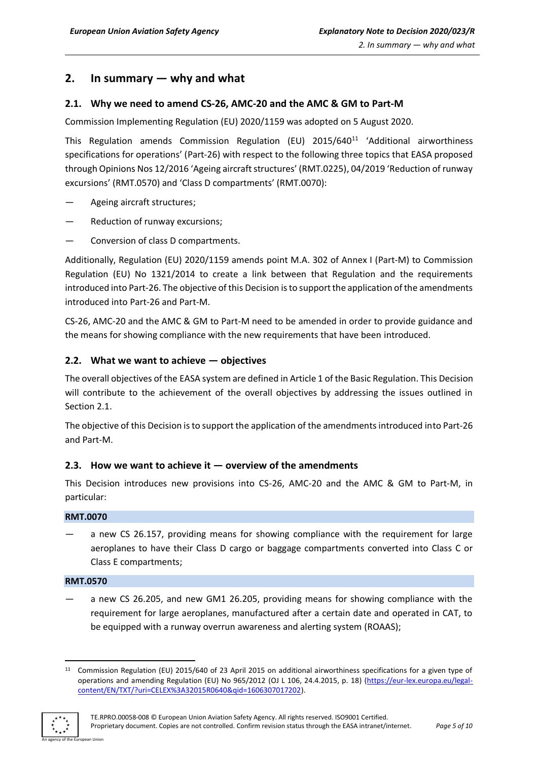## 2. In summary — why and what

### 2.1. Why we need to amend CS-26, AMC-20 and the AMC & GM to Part-M

Commission Implementing Regulation (EU) 2020/1159 was adopted on 5 August 2020.

This Regulation amends Commission Regulation (EU) 2015/640[11] 'Additional airworthiness specifications for operations' (Part-26) with respect to the following three topics that EASA proposed through Opinions Nos 12/2016 'Ageing aircraft structures' (RMT.0225), 04/2019 'Reduction of runway excursions' (RMT.0570) and 'Class D compartments' (RMT.0070):

— Ageing aircraft structures;

— Reduction of runway excursions;

— Conversion of class D compartments.

Additionally, Regulation (EU) 2020/1159 amends point M.A. 302 of Annex I (Part-M) to Commission Regulation (EU) No 1321/2014 to create a link between that Regulation and the requirements introduced into Part-26. The objective of this Decision is to support the application of the amendments introduced into Part-26 and Part-M.

CS-26, AMC-20 and the AMC & GM to Part-M need to be amended in order to provide guidance and the means for showing compliance with the new requirements that have been introduced.

### 2.2. What we want to achieve — objectives

The overall objectives of the EASA system are defined in Article 1 of the Basic Regulation. This Decision will contribute to the achievement of the overall objectives by addressing the issues outlined in Section 2.1.

The objective of this Decision is to support the application of the amendments introduced into Part-26 and Part-M.

### 2.3. How we want to achieve it — overview of the amendments

This Decision introduces new provisions into CS-26, AMC-20 and the AMC & GM to Part-M, in particular:

**RMT.0070**

— a new CS 26.157, providing means for showing compliance with the requirement for large aeroplanes to have their Class D cargo or baggage compartments converted into Class C or Class E compartments;

**RMT.0570**

— a new CS 26.205, and new GM1 26.205, providing means for showing compliance with the requirement for large aeroplanes, manufactured after a certain date and operated in CAT, to be equipped with a runway overrun awareness and alerting system (ROAAS);

[11] Commission Regulation (EU) 2015/640 of 23 April 2015 on additional airworthiness specifications for a given type of operations and amending Regulation (EU) No 965/2012 (OJ L 106, 24.4.2015, p. 18) (https://eur-lex.europa.eu/legal-content/EN/TXT/?uri=CELEX%3A32015R0640&qid=1606307017202).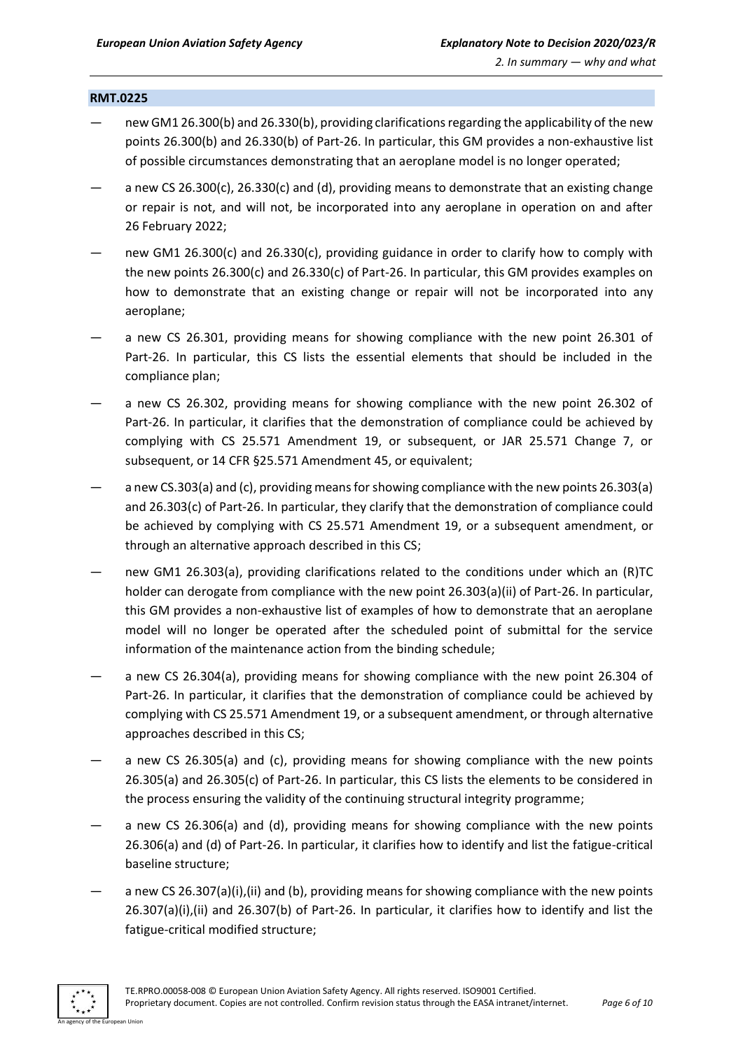**RMT.0225**

- new GM1 26.300(b) and 26.330(b), providing clarifications regarding the applicability of the new points 26.300(b) and 26.330(b) of Part-26. In particular, this GM provides a non-exhaustive list of possible circumstances demonstrating that an aeroplane model is no longer operated;
- a new CS 26.300(c), 26.330(c) and (d), providing means to demonstrate that an existing change or repair is not, and will not, be incorporated into any aeroplane in operation on and after 26 February 2022;
- new GM1 26.300(c) and 26.330(c), providing guidance in order to clarify how to comply with the new points 26.300(c) and 26.330(c) of Part-26. In particular, this GM provides examples on how to demonstrate that an existing change or repair will not be incorporated into any aeroplane;
- a new CS 26.301, providing means for showing compliance with the new point 26.301 of Part-26. In particular, this CS lists the essential elements that should be included in the compliance plan;
- a new CS 26.302, providing means for showing compliance with the new point 26.302 of Part-26. In particular, it clarifies that the demonstration of compliance could be achieved by complying with CS 25.571 Amendment 19, or subsequent, or JAR 25.571 Change 7, or subsequent, or 14 CFR §25.571 Amendment 45, or equivalent;
- a new CS.303(a) and (c), providing means for showing compliance with the new points 26.303(a) and 26.303(c) of Part-26. In particular, they clarify that the demonstration of compliance could be achieved by complying with CS 25.571 Amendment 19, or a subsequent amendment, or through an alternative approach described in this CS;
- new GM1 26.303(a), providing clarifications related to the conditions under which an (R)TC holder can derogate from compliance with the new point 26.303(a)(ii) of Part-26. In particular, this GM provides a non-exhaustive list of examples of how to demonstrate that an aeroplane model will no longer be operated after the scheduled point of submittal for the service information of the maintenance action from the binding schedule;
- a new CS 26.304(a), providing means for showing compliance with the new point 26.304 of Part-26. In particular, it clarifies that the demonstration of compliance could be achieved by complying with CS 25.571 Amendment 19, or a subsequent amendment, or through alternative approaches described in this CS;
- a new CS 26.305(a) and (c), providing means for showing compliance with the new points 26.305(a) and 26.305(c) of Part-26. In particular, this CS lists the elements to be considered in the process ensuring the validity of the continuing structural integrity programme;
- a new CS 26.306(a) and (d), providing means for showing compliance with the new points 26.306(a) and (d) of Part-26. In particular, it clarifies how to identify and list the fatigue-critical baseline structure;
- a new CS 26.307(a)(i),(ii) and (b), providing means for showing compliance with the new points 26.307(a)(i),(ii) and 26.307(b) of Part-26. In particular, it clarifies how to identify and list the fatigue-critical modified structure;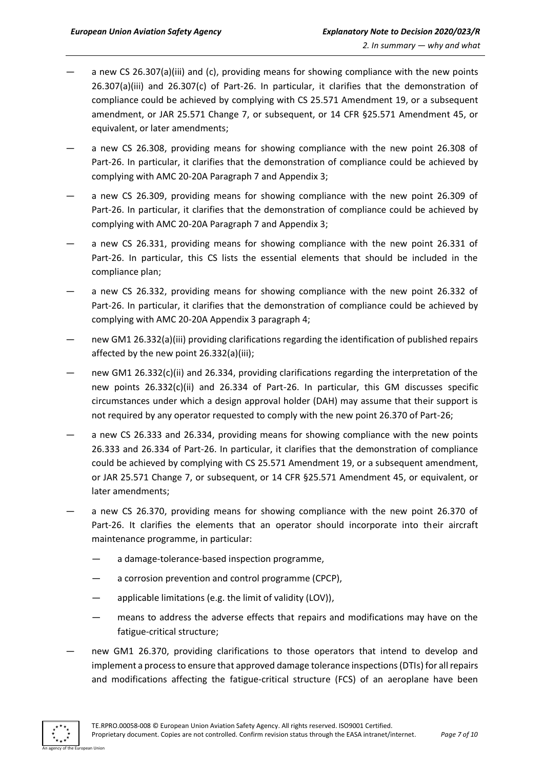- a new CS 26.307(a)(iii) and (c), providing means for showing compliance with the new points 26.307(a)(iii) and 26.307(c) of Part-26. In particular, it clarifies that the demonstration of compliance could be achieved by complying with CS 25.571 Amendment 19, or a subsequent amendment, or JAR 25.571 Change 7, or subsequent, or 14 CFR §25.571 Amendment 45, or equivalent, or later amendments;
- a new CS 26.308, providing means for showing compliance with the new point 26.308 of Part-26. In particular, it clarifies that the demonstration of compliance could be achieved by complying with AMC 20-20A Paragraph 7 and Appendix 3;
- a new CS 26.309, providing means for showing compliance with the new point 26.309 of Part-26. In particular, it clarifies that the demonstration of compliance could be achieved by complying with AMC 20-20A Paragraph 7 and Appendix 3;
- a new CS 26.331, providing means for showing compliance with the new point 26.331 of Part-26. In particular, this CS lists the essential elements that should be included in the compliance plan;
- a new CS 26.332, providing means for showing compliance with the new point 26.332 of Part-26. In particular, it clarifies that the demonstration of compliance could be achieved by complying with AMC 20-20A Appendix 3 paragraph 4;
- new GM1 26.332(a)(iii) providing clarifications regarding the identification of published repairs affected by the new point 26.332(a)(iii);
- new GM1 26.332(c)(ii) and 26.334, providing clarifications regarding the interpretation of the new points 26.332(c)(ii) and 26.334 of Part-26. In particular, this GM discusses specific circumstances under which a design approval holder (DAH) may assume that their support is not required by any operator requested to comply with the new point 26.370 of Part-26;
- a new CS 26.333 and 26.334, providing means for showing compliance with the new points 26.333 and 26.334 of Part-26. In particular, it clarifies that the demonstration of compliance could be achieved by complying with CS 25.571 Amendment 19, or a subsequent amendment, or JAR 25.571 Change 7, or subsequent, or 14 CFR §25.571 Amendment 45, or equivalent, or later amendments;
- a new CS 26.370, providing means for showing compliance with the new point 26.370 of Part-26. It clarifies the elements that an operator should incorporate into their aircraft maintenance programme, in particular:
  - a damage-tolerance-based inspection programme,
  - a corrosion prevention and control programme (CPCP),
  - applicable limitations (e.g. the limit of validity (LOV)),
  - means to address the adverse effects that repairs and modifications may have on the fatigue-critical structure;
- new GM1 26.370, providing clarifications to those operators that intend to develop and implement a process to ensure that approved damage tolerance inspections (DTIs) for all repairs and modifications affecting the fatigue-critical structure (FCS) of an aeroplane have been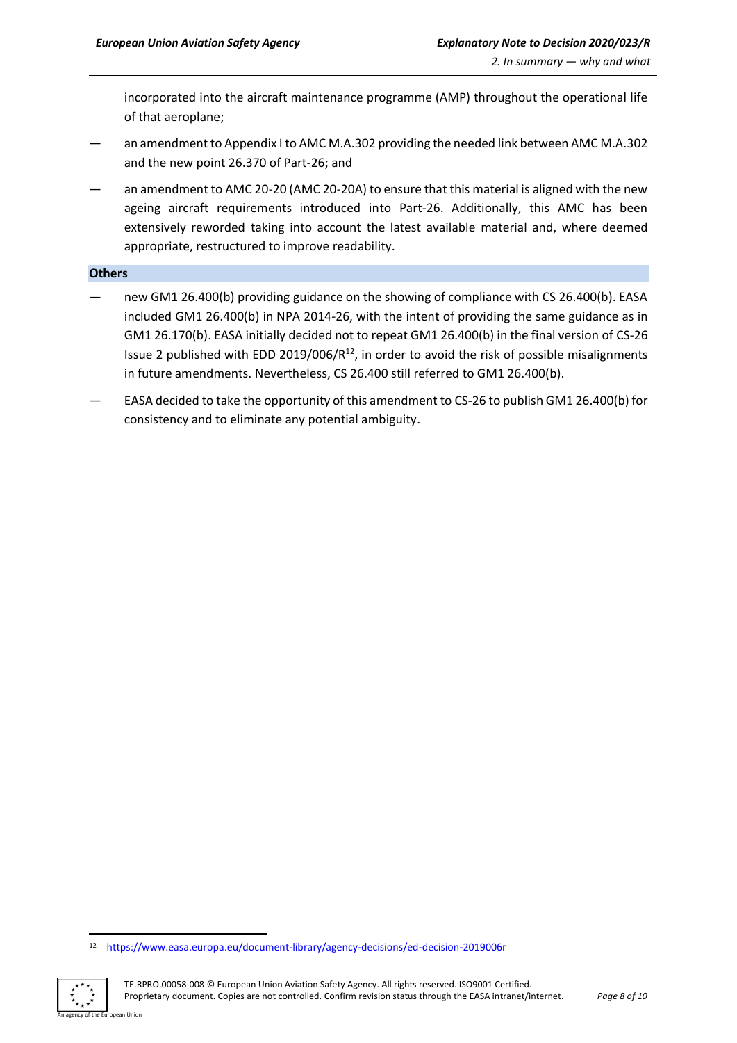incorporated into the aircraft maintenance programme (AMP) throughout the operational life of that aeroplane;

— an amendment to Appendix I to AMC M.A.302 providing the needed link between AMC M.A.302 and the new point 26.370 of Part-26; and

— an amendment to AMC 20-20 (AMC 20-20A) to ensure that this material is aligned with the new ageing aircraft requirements introduced into Part-26. Additionally, this AMC has been extensively reworded taking into account the latest available material and, where deemed appropriate, restructured to improve readability.

**Others**

— new GM1 26.400(b) providing guidance on the showing of compliance with CS 26.400(b). EASA included GM1 26.400(b) in NPA 2014-26, with the intent of providing the same guidance as in GM1 26.170(b). EASA initially decided not to repeat GM1 26.400(b) in the final version of CS-26 Issue 2 published with EDD 2019/006/R[12], in order to avoid the risk of possible misalignments in future amendments. Nevertheless, CS 26.400 still referred to GM1 26.400(b).

— EASA decided to take the opportunity of this amendment to CS-26 to publish GM1 26.400(b) for consistency and to eliminate any potential ambiguity.

[12] https://www.easa.europa.eu/document-library/agency-decisions/ed-decision-2019006r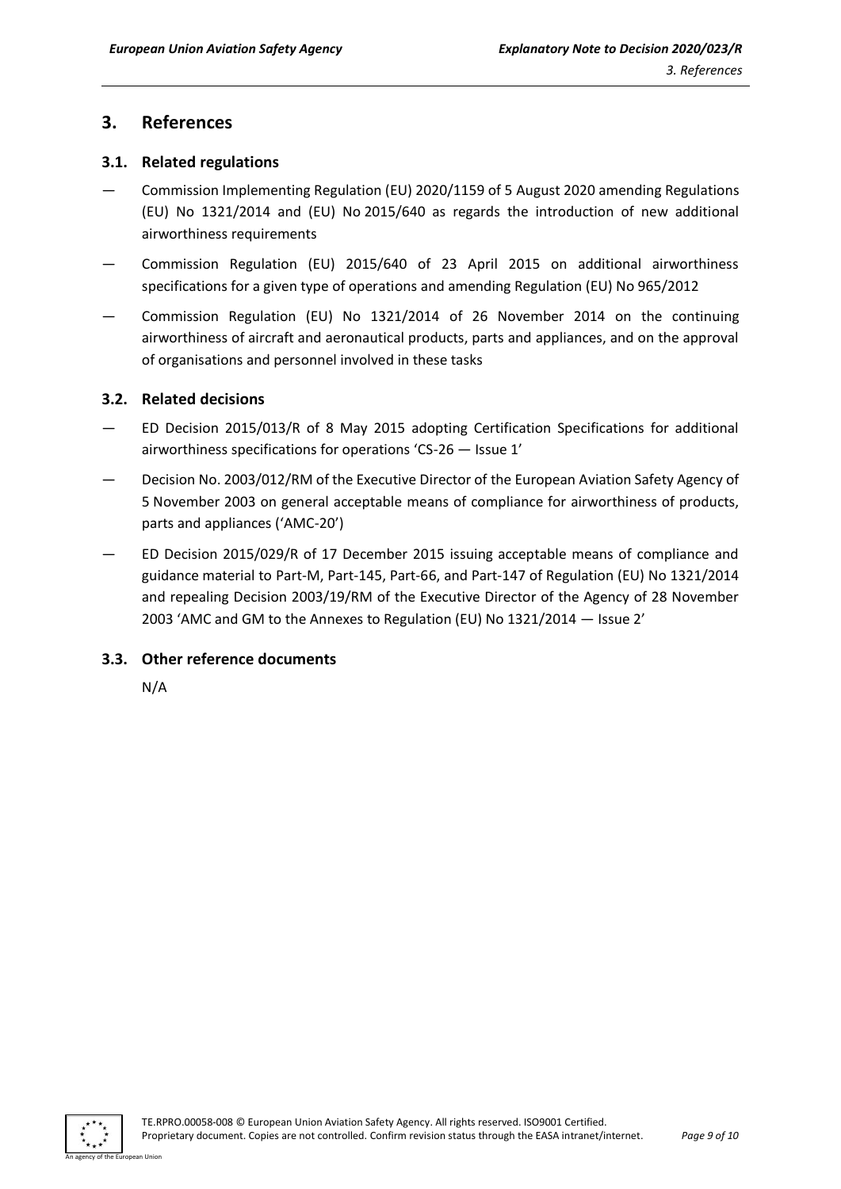# 3. References

## 3.1. Related regulations

- Commission Implementing Regulation (EU) 2020/1159 of 5 August 2020 amending Regulations (EU) No 1321/2014 and (EU) No 2015/640 as regards the introduction of new additional airworthiness requirements
- Commission Regulation (EU) 2015/640 of 23 April 2015 on additional airworthiness specifications for a given type of operations and amending Regulation (EU) No 965/2012
- Commission Regulation (EU) No 1321/2014 of 26 November 2014 on the continuing airworthiness of aircraft and aeronautical products, parts and appliances, and on the approval of organisations and personnel involved in these tasks

## 3.2. Related decisions

- ED Decision 2015/013/R of 8 May 2015 adopting Certification Specifications for additional airworthiness specifications for operations 'CS-26 — Issue 1'
- Decision No. 2003/012/RM of the Executive Director of the European Aviation Safety Agency of 5 November 2003 on general acceptable means of compliance for airworthiness of products, parts and appliances ('AMC-20')
- ED Decision 2015/029/R of 17 December 2015 issuing acceptable means of compliance and guidance material to Part-M, Part-145, Part-66, and Part-147 of Regulation (EU) No 1321/2014 and repealing Decision 2003/19/RM of the Executive Director of the Agency of 28 November 2003 'AMC and GM to the Annexes to Regulation (EU) No 1321/2014 — Issue 2'

## 3.3. Other reference documents

N/A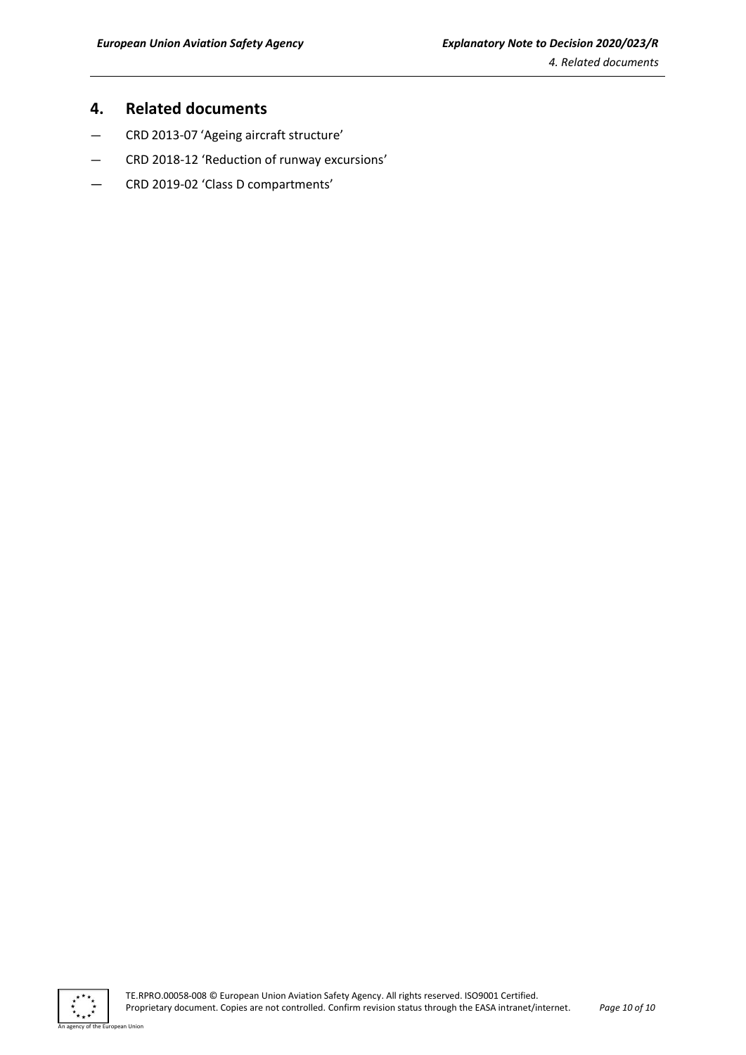## 4. Related documents

- CRD 2013-07 'Ageing aircraft structure'
- CRD 2018-12 'Reduction of runway excursions'
- CRD 2019-02 'Class D compartments'